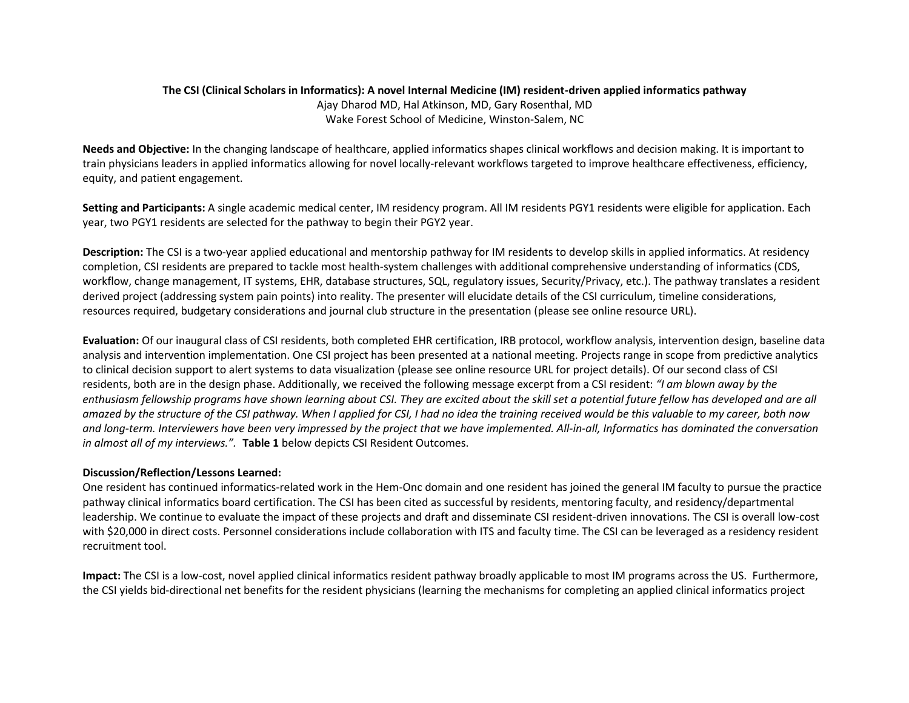**The CSI (Clinical Scholars in Informatics): A novel Internal Medicine (IM) resident-driven applied informatics pathway**

Ajay Dharod MD, Hal Atkinson, MD, Gary Rosenthal, MD

Wake Forest School of Medicine, Winston-Salem, NC

**Needs and Objective:** In the changing landscape of healthcare, applied informatics shapes clinical workflows and decision making. It is important to train physicians leaders in applied informatics allowing for novel locally-relevant workflows targeted to improve healthcare effectiveness, efficiency, equity, and patient engagement.

**Setting and Participants:** A single academic medical center, IM residency program. All IM residents PGY1 residents were eligible for application. Each year, two PGY1 residents are selected for the pathway to begin their PGY2 year.

**Description:** The CSI is a two-year applied educational and mentorship pathway for IM residents to develop skills in applied informatics. At residency completion, CSI residents are prepared to tackle most health-system challenges with additional comprehensive understanding of informatics (CDS, workflow, change management, IT systems, EHR, database structures, SQL, regulatory issues, Security/Privacy, etc.). The pathway translates a resident derived project (addressing system pain points) into reality. The presenter will elucidate details of the CSI curriculum, timeline considerations, resources required, budgetary considerations and journal club structure in the presentation (please see online resource URL).

**Evaluation:** Of our inaugural class of CSI residents, both completed EHR certification, IRB protocol, workflow analysis, intervention design, baseline data analysis and intervention implementation. One CSI project has been presented at a national meeting. Projects range in scope from predictive analytics to clinical decision support to alert systems to data visualization (please see online resource URL for project details). Of our second class of CSI residents, both are in the design phase. Additionally, we received the following message excerpt from a CSI resident: *"I am blown away by the enthusiasm fellowship programs have shown learning about CSI. They are excited about the skill set a potential future fellow has developed and are all amazed by the structure of the CSI pathway. When I applied for CSI, I had no idea the training received would be this valuable to my career, both now and long-term. Interviewers have been very impressed by the project that we have implemented. All-in-all, Informatics has dominated the conversation in almost all of my interviews.".* **Table 1** below depicts CSI Resident Outcomes.

**Discussion/Reflection/Lessons Learned:**

One resident has continued informatics-related work in the Hem-Onc domain and one resident has joined the general IM faculty to pursue the practice pathway clinical informatics board certification. The CSI has been cited as successful by residents, mentoring faculty, and residency/departmental leadership. We continue to evaluate the impact of these projects and draft and disseminate CSI resident-driven innovations. The CSI is overall low-cost with $20,000 in direct costs. Personnel considerations include collaboration with ITS and faculty time. The CSI can be leveraged as a residency resident recruitment tool.

**Impact:** The CSI is a low-cost, novel applied clinical informatics resident pathway broadly applicable to most IM programs across the US. Furthermore, the CSI yields bid-directional net benefits for the resident physicians (learning the mechanisms for completing an applied clinical informatics project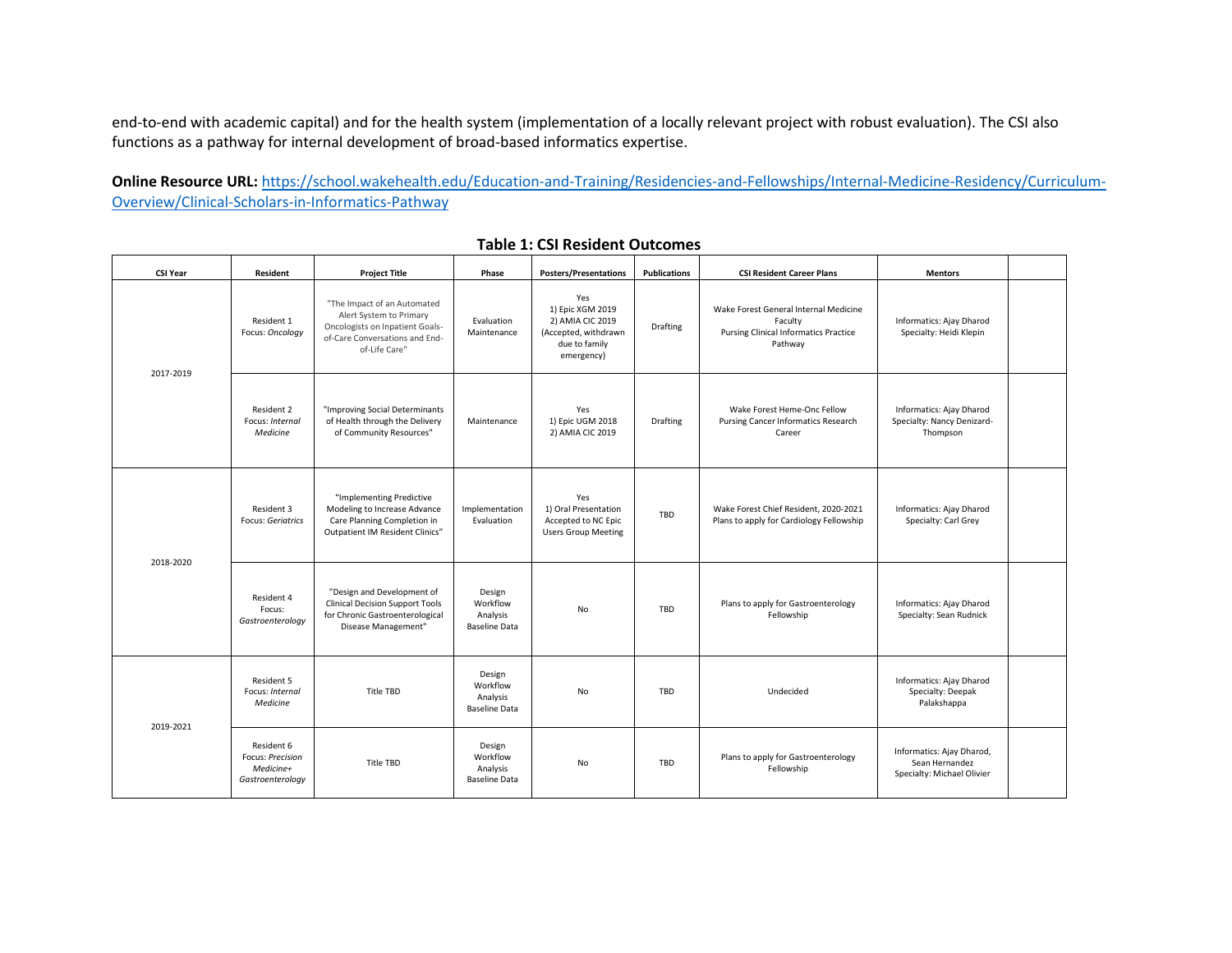end-to-end with academic capital) and for the health system (implementation of a locally relevant project with robust evaluation). The CSI also functions as a pathway for internal development of broad-based informatics expertise.

**Online Resource URL:** [https://school.wakehealth.edu/Education-and-Training/Residencies-and-Fellowships/Internal-Medicine-Residency/Curriculum-Overview/Clinical-Scholars-in-Informatics-Pathway](https://school.wakehealth.edu/Education-and-Training/Residencies-and-Fellowships/Internal-Medicine-Residency/Curriculum-Overview/Clinical-Scholars-in-Informatics-Pathway)

**Table 1: CSI Resident Outcomes**

| CSI Year | Resident | Project Title | Phase | Posters/Presentations | Publications | CSI Resident Career Plans | Mentors | |
|---|---|---|---|---|---|---|---|---|
| 2017-2019 | Resident 1<br>Focus: *Oncology* | "The Impact of an Automated Alert System to Primary Oncologists on Inpatient Goals-of-Care Conversations and End-of-Life Care" | Evaluation<br>Maintenance | Yes<br>1) Epic XGM 2019<br>2) AMIA CIC 2019 (Accepted, withdrawn due to family emergency) | Drafting | Wake Forest General Internal Medicine Faculty<br>Pursing Clinical Informatics Practice Pathway | Informatics: Ajay Dharod<br>Specialty: Heidi Klepin | |
| | Resident 2<br>Focus: *Internal Medicine* | "Improving Social Determinants of Health through the Delivery of Community Resources" | Maintenance | Yes<br>1) Epic UGM 2018<br>2) AMIA CIC 2019 | Drafting | Wake Forest Heme-Onc Fellow<br>Pursing Cancer Informatics Research Career | Informatics: Ajay Dharod<br>Specialty: Nancy Denizard-Thompson | |
| 2018-2020 | Resident 3<br>Focus: *Geriatrics* | "Implementing Predictive Modeling to Increase Advance Care Planning Completion in Outpatient IM Resident Clinics" | Implementation<br>Evaluation | Yes<br>1) Oral Presentation Accepted to NC Epic Users Group Meeting | TBD | Wake Forest Chief Resident, 2020-2021<br>Plans to apply for Cardiology Fellowship | Informatics: Ajay Dharod<br>Specialty: Carl Grey | |
| | Resident 4<br>Focus: *Gastroenterology* | "Design and Development of Clinical Decision Support Tools for Chronic Gastroenterological Disease Management" | Design<br>Workflow Analysis<br>Baseline Data | No | TBD | Plans to apply for Gastroenterology Fellowship | Informatics: Ajay Dharod<br>Specialty: Sean Rudnick | |
| 2019-2021 | Resident 5<br>Focus: *Internal Medicine* | Title TBD | Design<br>Workflow Analysis<br>Baseline Data | No | TBD | Undecided | Informatics: Ajay Dharod<br>Specialty: Deepak Palakshappa | |
| | Resident 6<br>Focus: *Precision Medicine+ Gastroenterology* | Title TBD | Design<br>Workflow Analysis<br>Baseline Data | No | TBD | Plans to apply for Gastroenterology Fellowship | Informatics: Ajay Dharod, Sean Hernandez<br>Specialty: Michael Olivier | |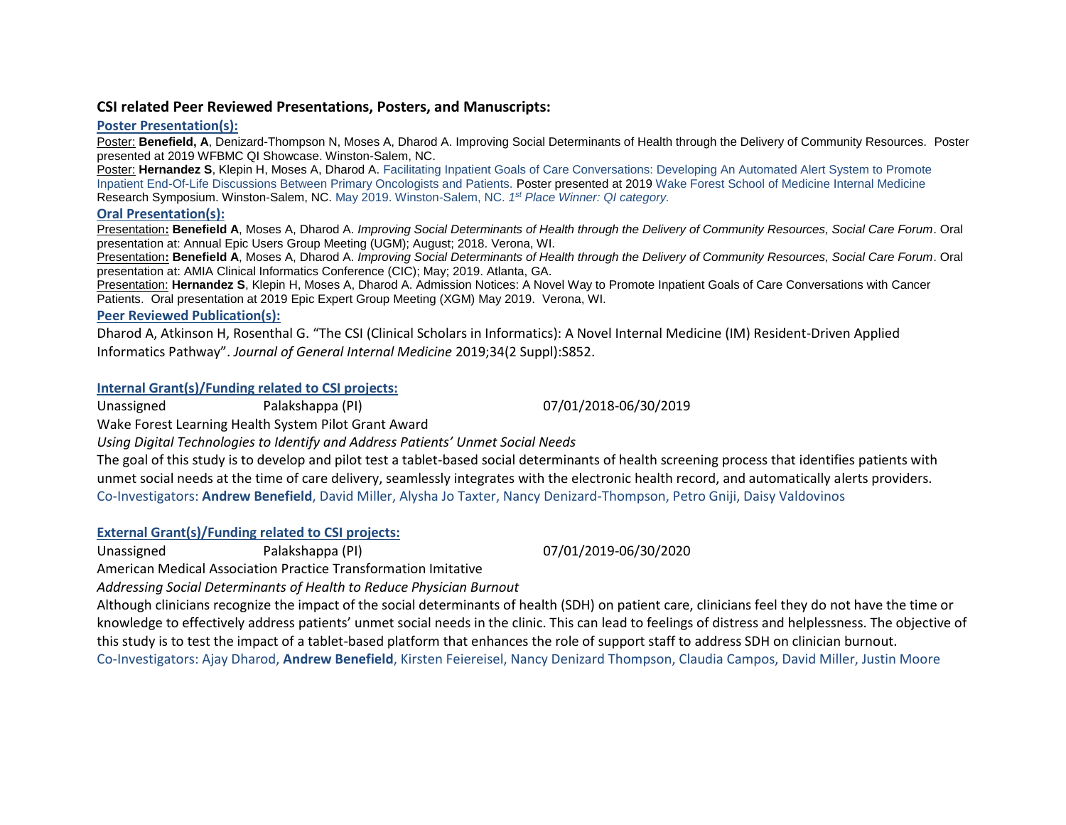## CSI related Peer Reviewed Presentations, Posters, and Manuscripts:

### Poster Presentation(s):

Poster: **Benefield, A**, Denizard-Thompson N, Moses A, Dharod A. Improving Social Determinants of Health through the Delivery of Community Resources. Poster presented at 2019 WFBMC QI Showcase. Winston-Salem, NC.

Poster: **Hernandez S**, Klepin H, Moses A, Dharod A. Facilitating Inpatient Goals of Care Conversations: Developing An Automated Alert System to Promote Inpatient End-Of-Life Discussions Between Primary Oncologists and Patients. Poster presented at 2019 Wake Forest School of Medicine Internal Medicine Research Symposium. Winston-Salem, NC. May 2019. Winston-Salem, NC. *1st Place Winner: QI category.*

### Oral Presentation(s):

Presentation**:** **Benefield A**, Moses A, Dharod A. *Improving Social Determinants of Health through the Delivery of Community Resources, Social Care Forum*. Oral presentation at: Annual Epic Users Group Meeting (UGM); August; 2018. Verona, WI.

Presentation**:** **Benefield A**, Moses A, Dharod A. *Improving Social Determinants of Health through the Delivery of Community Resources, Social Care Forum*. Oral presentation at: AMIA Clinical Informatics Conference (CIC); May; 2019. Atlanta, GA.

Presentation: **Hernandez S**, Klepin H, Moses A, Dharod A. Admission Notices: A Novel Way to Promote Inpatient Goals of Care Conversations with Cancer Patients. Oral presentation at 2019 Epic Expert Group Meeting (XGM) May 2019. Verona, WI.

### Peer Reviewed Publication(s):

Dharod A, Atkinson H, Rosenthal G. "The CSI (Clinical Scholars in Informatics): A Novel Internal Medicine (IM) Resident-Driven Applied Informatics Pathway". *Journal of General Internal Medicine* 2019;34(2 Suppl):S852.

### Internal Grant(s)/Funding related to CSI projects:

Unassigned    Palakshappa (PI)    07/01/2018-06/30/2019

Wake Forest Learning Health System Pilot Grant Award

*Using Digital Technologies to Identify and Address Patients' Unmet Social Needs*

The goal of this study is to develop and pilot test a tablet-based social determinants of health screening process that identifies patients with unmet social needs at the time of care delivery, seamlessly integrates with the electronic health record, and automatically alerts providers.

Co-Investigators: **Andrew Benefield**, David Miller, Alysha Jo Taxter, Nancy Denizard-Thompson, Petro Gniji, Daisy Valdovinos

### External Grant(s)/Funding related to CSI projects:

Unassigned    Palakshappa (PI)    07/01/2019-06/30/2020

American Medical Association Practice Transformation Imitative

*Addressing Social Determinants of Health to Reduce Physician Burnout*

Although clinicians recognize the impact of the social determinants of health (SDH) on patient care, clinicians feel they do not have the time or knowledge to effectively address patients' unmet social needs in the clinic. This can lead to feelings of distress and helplessness. The objective of this study is to test the impact of a tablet-based platform that enhances the role of support staff to address SDH on clinician burnout.

Co-Investigators: Ajay Dharod, **Andrew Benefield**, Kirsten Feiereisel, Nancy Denizard Thompson, Claudia Campos, David Miller, Justin Moore